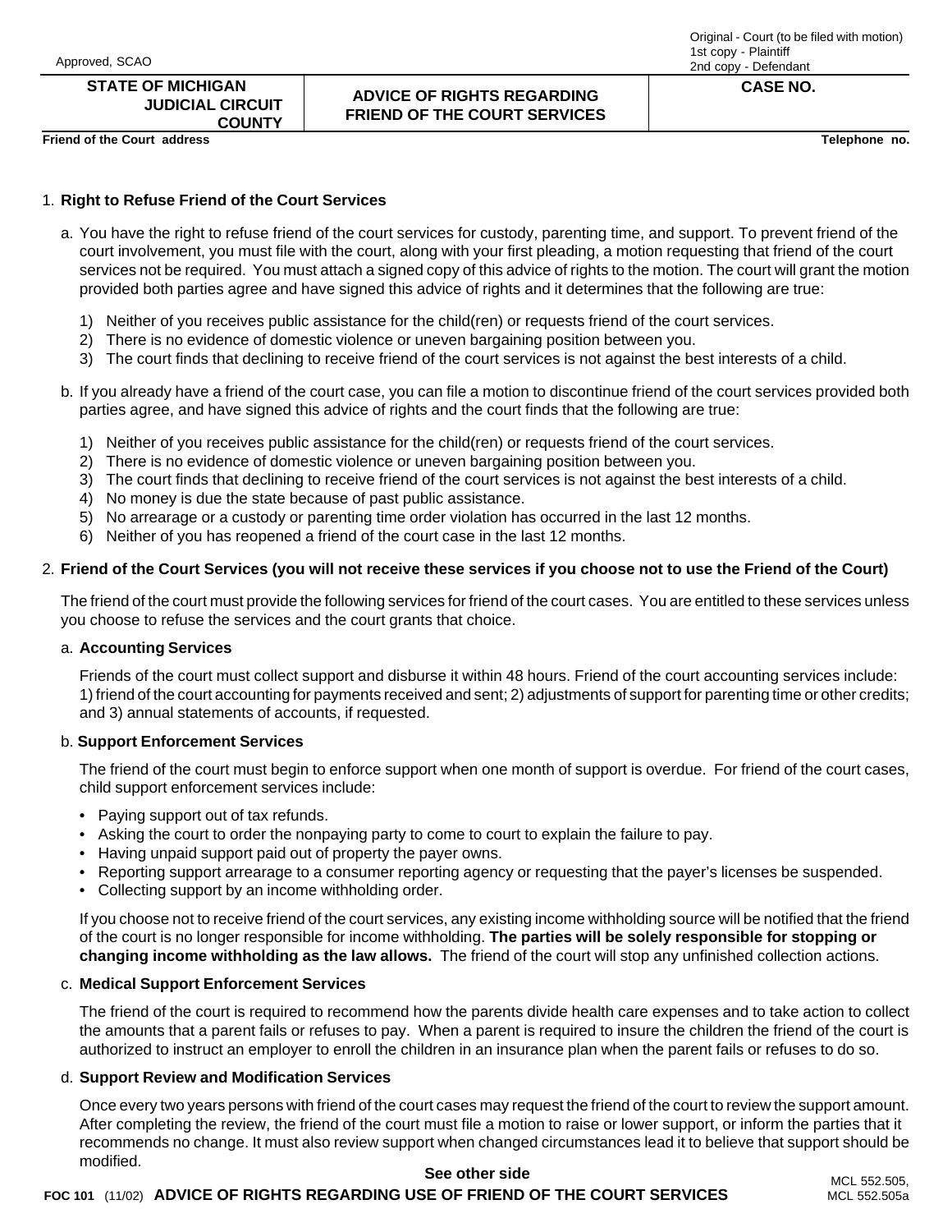Approved, SCAO

Original - Court (to be filed with motion)
1st copy - Plaintiff
2nd copy - Defendant

| STATE OF MICHIGAN<br>JUDICIAL CIRCUIT<br>COUNTY | ADVICE OF RIGHTS REGARDING FRIEND OF THE COURT SERVICES | CASE NO. |
|---|---|---|

**Friend of the Court address** | **Telephone no.**

1. **Right to Refuse Friend of the Court Services**

   a. You have the right to refuse friend of the court services for custody, parenting time, and support. To prevent friend of the court involvement, you must file with the court, along with your first pleading, a motion requesting that friend of the court services not be required. You must attach a signed copy of this advice of rights to the motion. The court will grant the motion provided both parties agree and have signed this advice of rights and it determines that the following are true:

      1) Neither of you receives public assistance for the child(ren) or requests friend of the court services.
      2) There is no evidence of domestic violence or uneven bargaining position between you.
      3) The court finds that declining to receive friend of the court services is not against the best interests of a child.

   b. If you already have a friend of the court case, you can file a motion to discontinue friend of the court services provided both parties agree, and have signed this advice of rights and the court finds that the following are true:

      1) Neither of you receives public assistance for the child(ren) or requests friend of the court services.
      2) There is no evidence of domestic violence or uneven bargaining position between you.
      3) The court finds that declining to receive friend of the court services is not against the best interests of a child.
      4) No money is due the state because of past public assistance.
      5) No arrearage or a custody or parenting time order violation has occurred in the last 12 months.
      6) Neither of you has reopened a friend of the court case in the last 12 months.

2. **Friend of the Court Services (you will not receive these services if you choose not to use the Friend of the Court)**

   The friend of the court must provide the following services for friend of the court cases. You are entitled to these services unless you choose to refuse the services and the court grants that choice.

   a. **Accounting Services**

      Friends of the court must collect support and disburse it within 48 hours. Friend of the court accounting services include: 1) friend of the court accounting for payments received and sent; 2) adjustments of support for parenting time or other credits; and 3) annual statements of accounts, if requested.

   b. **Support Enforcement Services**

      The friend of the court must begin to enforce support when one month of support is overdue. For friend of the court cases, child support enforcement services include:

      - Paying support out of tax refunds.
      - Asking the court to order the nonpaying party to come to court to explain the failure to pay.
      - Having unpaid support paid out of property the payer owns.
      - Reporting support arrearage to a consumer reporting agency or requesting that the payer's licenses be suspended.
      - Collecting support by an income withholding order.

      If you choose not to receive friend of the court services, any existing income withholding source will be notified that the friend of the court is no longer responsible for income withholding. **The parties will be solely responsible for stopping or changing income withholding as the law allows.** The friend of the court will stop any unfinished collection actions.

   c. **Medical Support Enforcement Services**

      The friend of the court is required to recommend how the parents divide health care expenses and to take action to collect the amounts that a parent fails or refuses to pay. When a parent is required to insure the children the friend of the court is authorized to instruct an employer to enroll the children in an insurance plan when the parent fails or refuses to do so.

   d. **Support Review and Modification Services**

      Once every two years persons with friend of the court cases may request the friend of the court to review the support amount. After completing the review, the friend of the court must file a motion to raise or lower support, or inform the parties that it recommends no change. It must also review support when changed circumstances lead it to believe that support should be modified.

**See other side**

**FOC 101** (11/02) **ADVICE OF RIGHTS REGARDING USE OF FRIEND OF THE COURT SERVICES** MCL 552.505, MCL 552.505a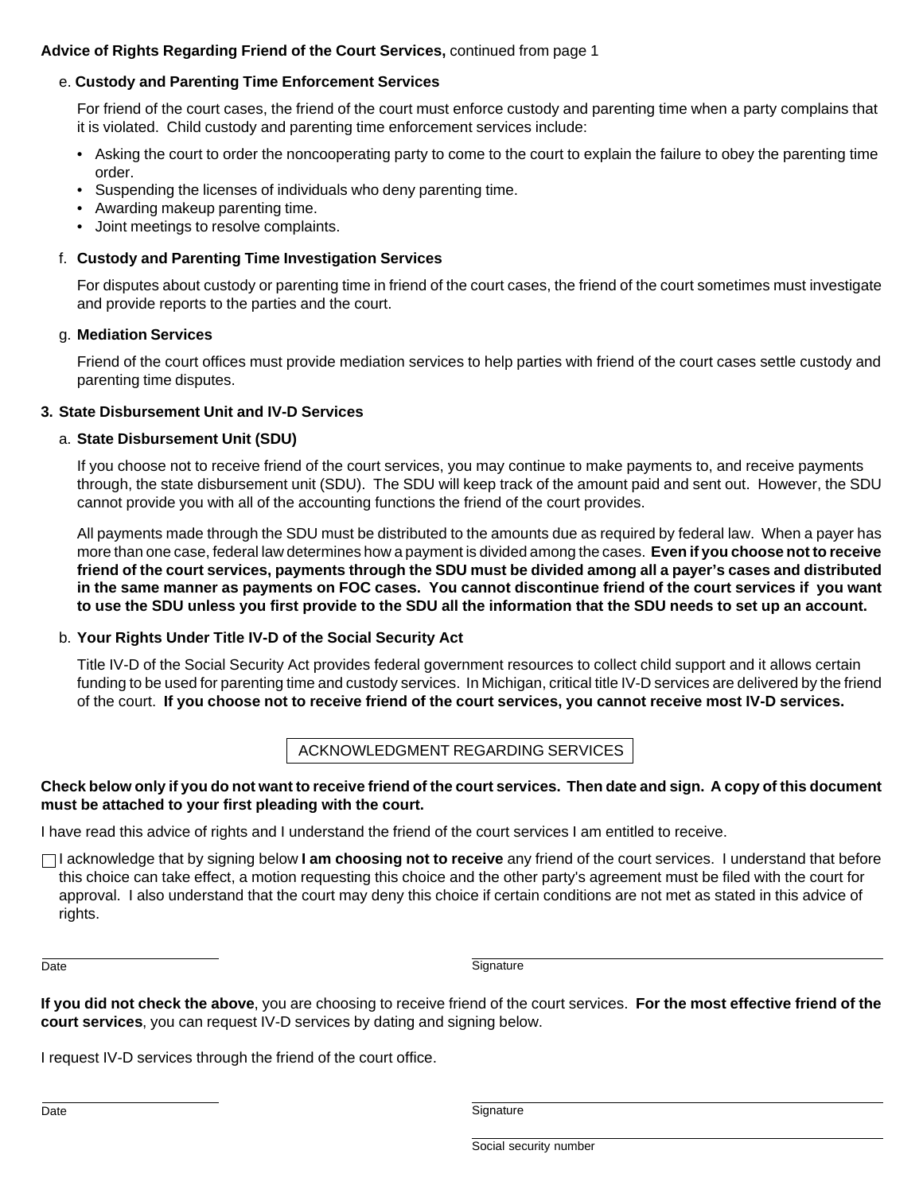**Advice of Rights Regarding Friend of the Court Services,** continued from page 1

e. **Custody and Parenting Time Enforcement Services**

For friend of the court cases, the friend of the court must enforce custody and parenting time when a party complains that it is violated. Child custody and parenting time enforcement services include:

- Asking the court to order the noncooperating party to come to the court to explain the failure to obey the parenting time order.
- Suspending the licenses of individuals who deny parenting time.
- Awarding makeup parenting time.
- Joint meetings to resolve complaints.

f. **Custody and Parenting Time Investigation Services**

For disputes about custody or parenting time in friend of the court cases, the friend of the court sometimes must investigate and provide reports to the parties and the court.

g. **Mediation Services**

Friend of the court offices must provide mediation services to help parties with friend of the court cases settle custody and parenting time disputes.

**3. State Disbursement Unit and IV-D Services**

a. **State Disbursement Unit (SDU)**

If you choose not to receive friend of the court services, you may continue to make payments to, and receive payments through, the state disbursement unit (SDU). The SDU will keep track of the amount paid and sent out. However, the SDU cannot provide you with all of the accounting functions the friend of the court provides.

All payments made through the SDU must be distributed to the amounts due as required by federal law. When a payer has more than one case, federal law determines how a payment is divided among the cases. **Even if you choose not to receive friend of the court services, payments through the SDU must be divided among all a payer's cases and distributed in the same manner as payments on FOC cases. You cannot discontinue friend of the court services if you want to use the SDU unless you first provide to the SDU all the information that the SDU needs to set up an account.**

b. **Your Rights Under Title IV-D of the Social Security Act**

Title IV-D of the Social Security Act provides federal government resources to collect child support and it allows certain funding to be used for parenting time and custody services. In Michigan, critical title IV-D services are delivered by the friend of the court. **If you choose not to receive friend of the court services, you cannot receive most IV-D services.**

ACKNOWLEDGMENT REGARDING SERVICES

**Check below only if you do not want to receive friend of the court services. Then date and sign. A copy of this document must be attached to your first pleading with the court.**

I have read this advice of rights and I understand the friend of the court services I am entitled to receive.

☐ I acknowledge that by signing below **I am choosing not to receive** any friend of the court services. I understand that before this choice can take effect, a motion requesting this choice and the other party's agreement must be filed with the court for approval. I also understand that the court may deny this choice if certain conditions are not met as stated in this advice of rights.

Date ______________________ Signature ______________________

**If you did not check the above**, you are choosing to receive friend of the court services. **For the most effective friend of the court services**, you can request IV-D services by dating and signing below.

I request IV-D services through the friend of the court office.

Date ______________________ Signature ______________________

Social security number ______________________